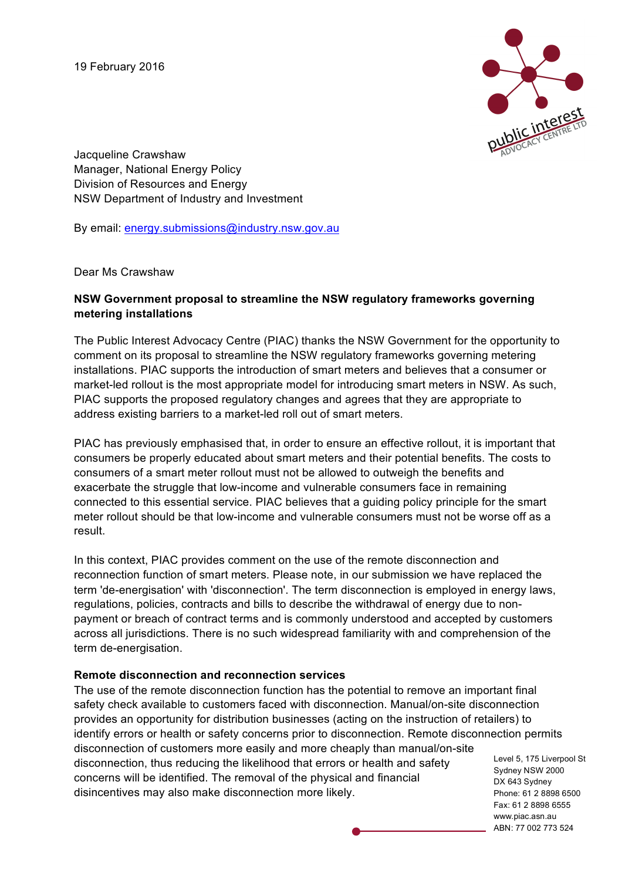19 February 2016

Jacqueline Crawshaw
Manager, National Energy Policy
Division of Resources and Energy
NSW Department of Industry and Investment

By email: energy.submissions@industry.nsw.gov.au

Dear Ms Crawshaw

**NSW Government proposal to streamline the NSW regulatory frameworks governing metering installations**

The Public Interest Advocacy Centre (PIAC) thanks the NSW Government for the opportunity to comment on its proposal to streamline the NSW regulatory frameworks governing metering installations. PIAC supports the introduction of smart meters and believes that a consumer or market-led rollout is the most appropriate model for introducing smart meters in NSW. As such, PIAC supports the proposed regulatory changes and agrees that they are appropriate to address existing barriers to a market-led roll out of smart meters.

PIAC has previously emphasised that, in order to ensure an effective rollout, it is important that consumers be properly educated about smart meters and their potential benefits. The costs to consumers of a smart meter rollout must not be allowed to outweigh the benefits and exacerbate the struggle that low-income and vulnerable consumers face in remaining connected to this essential service. PIAC believes that a guiding policy principle for the smart meter rollout should be that low-income and vulnerable consumers must not be worse off as a result.

In this context, PIAC provides comment on the use of the remote disconnection and reconnection function of smart meters. Please note, in our submission we have replaced the term 'de-energisation' with 'disconnection'. The term disconnection is employed in energy laws, regulations, policies, contracts and bills to describe the withdrawal of energy due to non-payment or breach of contract terms and is commonly understood and accepted by customers across all jurisdictions. There is no such widespread familiarity with and comprehension of the term de-energisation.

**Remote disconnection and reconnection services**

The use of the remote disconnection function has the potential to remove an important final safety check available to customers faced with disconnection. Manual/on-site disconnection provides an opportunity for distribution businesses (acting on the instruction of retailers) to identify errors or health or safety concerns prior to disconnection. Remote disconnection permits disconnection of customers more easily and more cheaply than manual/on-site disconnection, thus reducing the likelihood that errors or health and safety concerns will be identified. The removal of the physical and financial disincentives may also make disconnection more likely.

Level 5, 175 Liverpool St
Sydney NSW 2000
DX 643 Sydney
Phone: 61 2 8898 6500
Fax: 61 2 8898 6555
www.piac.asn.au
ABN: 77 002 773 524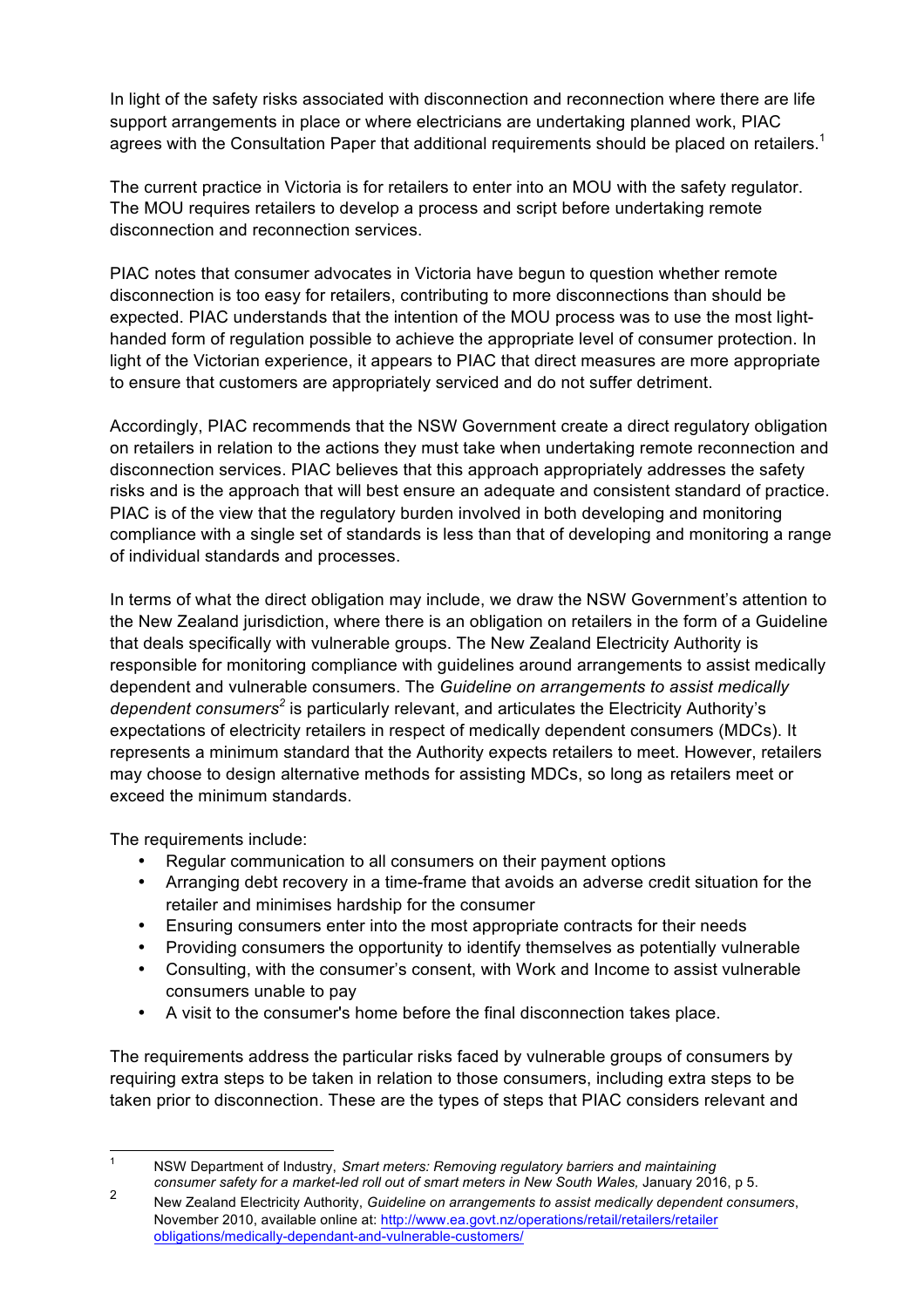In light of the safety risks associated with disconnection and reconnection where there are life support arrangements in place or where electricians are undertaking planned work, PIAC agrees with the Consultation Paper that additional requirements should be placed on retailers.[1]

The current practice in Victoria is for retailers to enter into an MOU with the safety regulator. The MOU requires retailers to develop a process and script before undertaking remote disconnection and reconnection services.

PIAC notes that consumer advocates in Victoria have begun to question whether remote disconnection is too easy for retailers, contributing to more disconnections than should be expected. PIAC understands that the intention of the MOU process was to use the most light-handed form of regulation possible to achieve the appropriate level of consumer protection. In light of the Victorian experience, it appears to PIAC that direct measures are more appropriate to ensure that customers are appropriately serviced and do not suffer detriment.

Accordingly, PIAC recommends that the NSW Government create a direct regulatory obligation on retailers in relation to the actions they must take when undertaking remote reconnection and disconnection services. PIAC believes that this approach appropriately addresses the safety risks and is the approach that will best ensure an adequate and consistent standard of practice. PIAC is of the view that the regulatory burden involved in both developing and monitoring compliance with a single set of standards is less than that of developing and monitoring a range of individual standards and processes.

In terms of what the direct obligation may include, we draw the NSW Government's attention to the New Zealand jurisdiction, where there is an obligation on retailers in the form of a Guideline that deals specifically with vulnerable groups. The New Zealand Electricity Authority is responsible for monitoring compliance with guidelines around arrangements to assist medically dependent and vulnerable consumers. The *Guideline on arrangements to assist medically dependent consumers*[2] is particularly relevant, and articulates the Electricity Authority's expectations of electricity retailers in respect of medically dependent consumers (MDCs). It represents a minimum standard that the Authority expects retailers to meet. However, retailers may choose to design alternative methods for assisting MDCs, so long as retailers meet or exceed the minimum standards.

The requirements include:

- Regular communication to all consumers on their payment options
- Arranging debt recovery in a time-frame that avoids an adverse credit situation for the retailer and minimises hardship for the consumer
- Ensuring consumers enter into the most appropriate contracts for their needs
- Providing consumers the opportunity to identify themselves as potentially vulnerable
- Consulting, with the consumer's consent, with Work and Income to assist vulnerable consumers unable to pay
- A visit to the consumer's home before the final disconnection takes place.

The requirements address the particular risks faced by vulnerable groups of consumers by requiring extra steps to be taken in relation to those consumers, including extra steps to be taken prior to disconnection. These are the types of steps that PIAC considers relevant and

---

[1] NSW Department of Industry, *Smart meters: Removing regulatory barriers and maintaining consumer safety for a market-led roll out of smart meters in New South Wales,* January 2016, p 5.

[2] New Zealand Electricity Authority, *Guideline on arrangements to assist medically dependent consumers*, November 2010, available online at: http://www.ea.govt.nz/operations/retail/retailers/retailer obligations/medically-dependant-and-vulnerable-customers/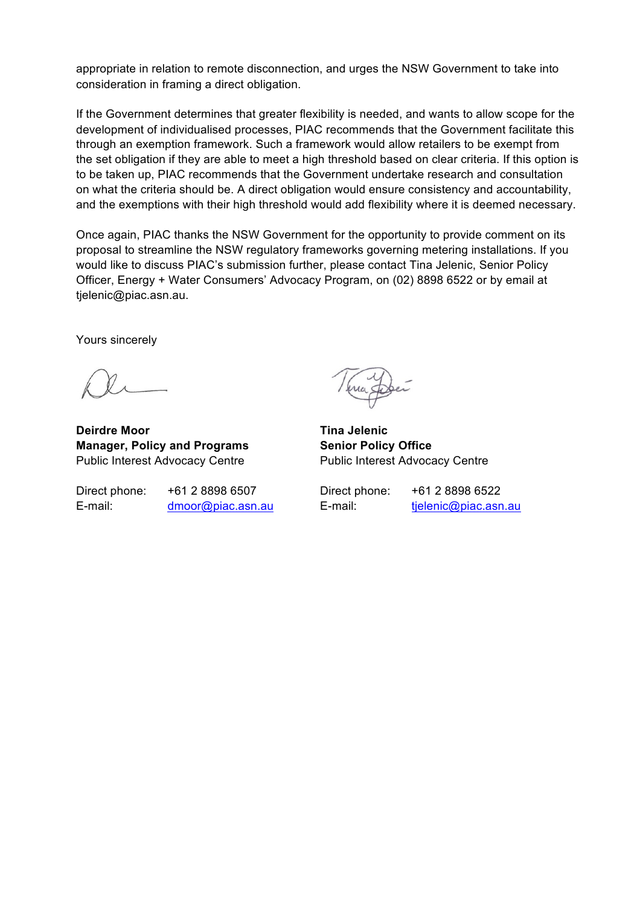appropriate in relation to remote disconnection, and urges the NSW Government to take into consideration in framing a direct obligation.

If the Government determines that greater flexibility is needed, and wants to allow scope for the development of individualised processes, PIAC recommends that the Government facilitate this through an exemption framework. Such a framework would allow retailers to be exempt from the set obligation if they are able to meet a high threshold based on clear criteria. If this option is to be taken up, PIAC recommends that the Government undertake research and consultation on what the criteria should be. A direct obligation would ensure consistency and accountability, and the exemptions with their high threshold would add flexibility where it is deemed necessary.

Once again, PIAC thanks the NSW Government for the opportunity to provide comment on its proposal to streamline the NSW regulatory frameworks governing metering installations. If you would like to discuss PIAC's submission further, please contact Tina Jelenic, Senior Policy Officer, Energy + Water Consumers' Advocacy Program, on (02) 8898 6522 or by email at tjelenic@piac.asn.au.

Yours sincerely

**Deirdre Moor**
**Manager, Policy and Programs**
Public Interest Advocacy Centre

Direct phone: +61 2 8898 6507
E-mail: dmoor@piac.asn.au

**Tina Jelenic**
**Senior Policy Office**
Public Interest Advocacy Centre

Direct phone: +61 2 8898 6522
E-mail: tjelenic@piac.asn.au